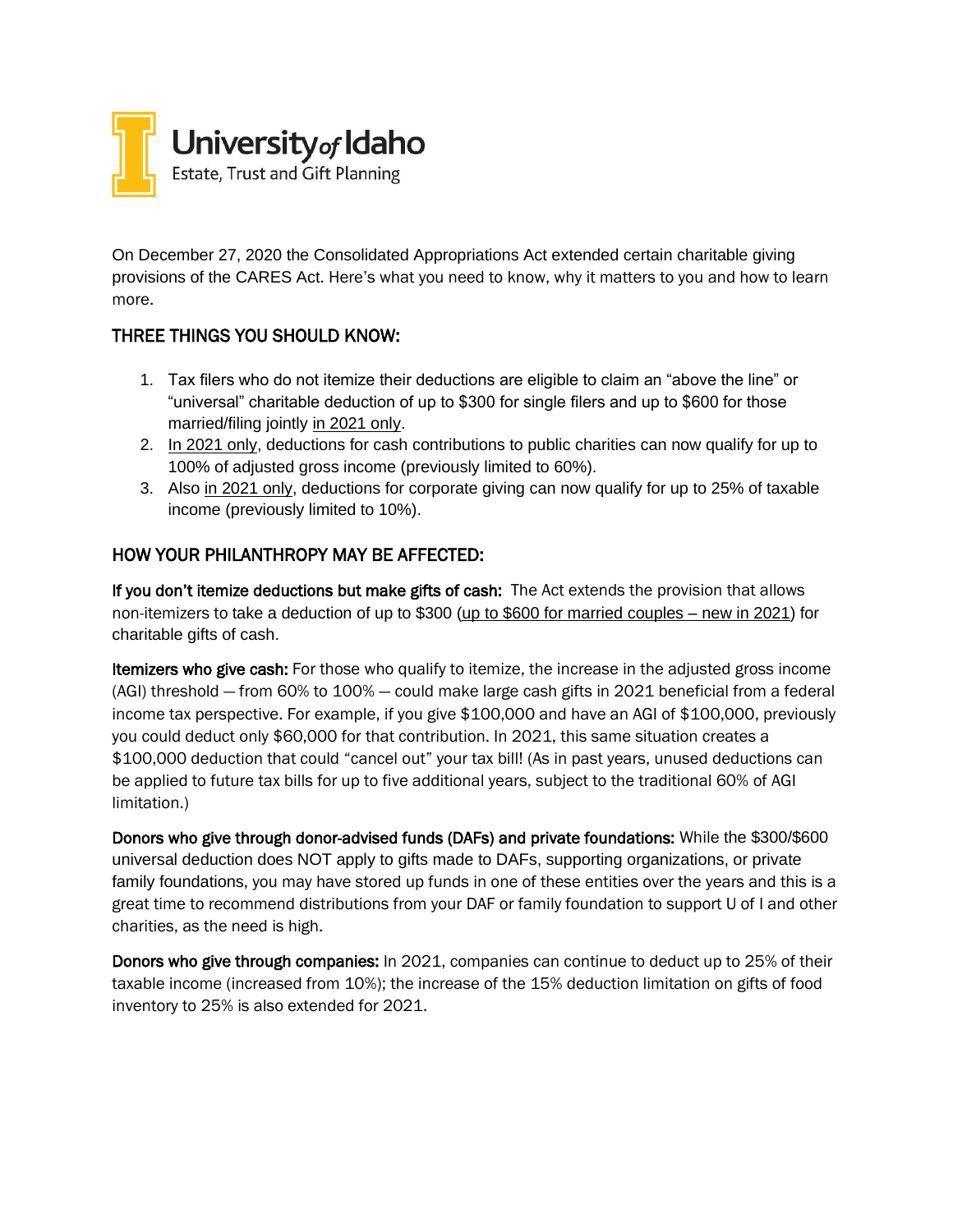**University of Idaho**
Estate, Trust and Gift Planning

On December 27, 2020 the Consolidated Appropriations Act extended certain charitable giving provisions of the CARES Act. Here's what you need to know, why it matters to you and how to learn more.

## THREE THINGS YOU SHOULD KNOW:

1. Tax filers who do not itemize their deductions are eligible to claim an "above the line" or "universal" charitable deduction of up to $300 for single filers and up to $600 for those married/filing jointly <u>in 2021 only</u>.
2. <u>In 2021 only</u>, deductions for cash contributions to public charities can now qualify for up to 100% of adjusted gross income (previously limited to 60%).
3. Also <u>in 2021 only</u>, deductions for corporate giving can now qualify for up to 25% of taxable income (previously limited to 10%).

## HOW YOUR PHILANTHROPY MAY BE AFFECTED:

**If you don't itemize deductions but make gifts of cash:** The Act extends the provision that allows non-itemizers to take a deduction of up to $300 (<u>up to $600 for married couples – new in 2021</u>) for charitable gifts of cash.

**Itemizers who give cash:** For those who qualify to itemize, the increase in the adjusted gross income (AGI) threshold — from 60% to 100% — could make large cash gifts in 2021 beneficial from a federal income tax perspective. For example, if you give $100,000 and have an AGI of $100,000, previously you could deduct only $60,000 for that contribution. In 2021, this same situation creates a $100,000 deduction that could "cancel out" your tax bill! (As in past years, unused deductions can be applied to future tax bills for up to five additional years, subject to the traditional 60% of AGI limitation.)

**Donors who give through donor-advised funds (DAFs) and private foundations:** While the $300/$600 universal deduction does NOT apply to gifts made to DAFs, supporting organizations, or private family foundations, you may have stored up funds in one of these entities over the years and this is a great time to recommend distributions from your DAF or family foundation to support U of I and other charities, as the need is high.

**Donors who give through companies:** In 2021, companies can continue to deduct up to 25% of their taxable income (increased from 10%); the increase of the 15% deduction limitation on gifts of food inventory to 25% is also extended for 2021.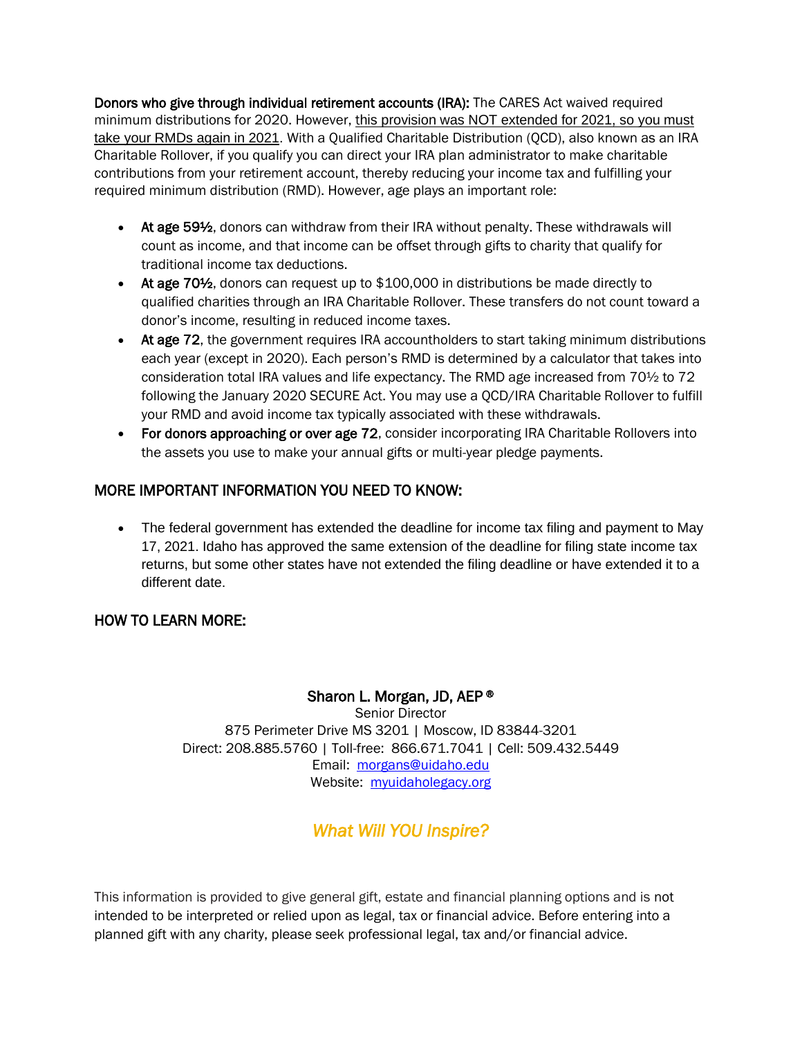**Donors who give through individual retirement accounts (IRA):** The CARES Act waived required minimum distributions for 2020. However, this provision was NOT extended for 2021, so you must take your RMDs again in 2021. With a Qualified Charitable Distribution (QCD), also known as an IRA Charitable Rollover, if you qualify you can direct your IRA plan administrator to make charitable contributions from your retirement account, thereby reducing your income tax and fulfilling your required minimum distribution (RMD). However, age plays an important role:

- **At age 59½**, donors can withdraw from their IRA without penalty. These withdrawals will count as income, and that income can be offset through gifts to charity that qualify for traditional income tax deductions.
- **At age 70½**, donors can request up to $100,000 in distributions be made directly to qualified charities through an IRA Charitable Rollover. These transfers do not count toward a donor's income, resulting in reduced income taxes.
- **At age 72**, the government requires IRA accountholders to start taking minimum distributions each year (except in 2020). Each person's RMD is determined by a calculator that takes into consideration total IRA values and life expectancy. The RMD age increased from 70½ to 72 following the January 2020 SECURE Act. You may use a QCD/IRA Charitable Rollover to fulfill your RMD and avoid income tax typically associated with these withdrawals.
- **For donors approaching or over age 72**, consider incorporating IRA Charitable Rollovers into the assets you use to make your annual gifts or multi-year pledge payments.

## MORE IMPORTANT INFORMATION YOU NEED TO KNOW:

- The federal government has extended the deadline for income tax filing and payment to May 17, 2021. Idaho has approved the same extension of the deadline for filing state income tax returns, but some other states have not extended the filing deadline or have extended it to a different date.

## HOW TO LEARN MORE:

**Sharon L. Morgan, JD, AEP®**
Senior Director
875 Perimeter Drive MS 3201 | Moscow, ID 83844-3201
Direct: 208.885.5760 | Toll-free: 866.671.7041 | Cell: 509.432.5449
Email: morgans@uidaho.edu
Website: myuidaholegacy.org

*What Will YOU Inspire?*

This information is provided to give general gift, estate and financial planning options and is not intended to be interpreted or relied upon as legal, tax or financial advice. Before entering into a planned gift with any charity, please seek professional legal, tax and/or financial advice.